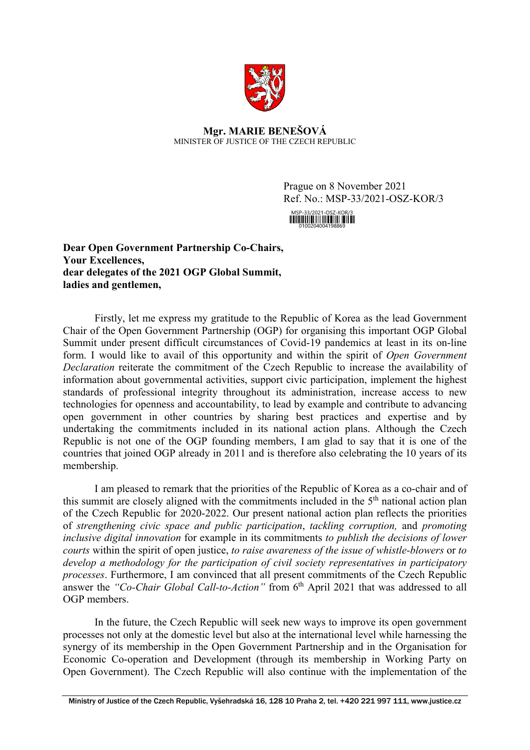**Mgr. MARIE BENEŠOVÁ**
MINISTER OF JUSTICE OF THE CZECH REPUBLIC

Prague on 8 November 2021
Ref. No.: MSP-33/2021-OSZ-KOR/3

MSP-33/2021-OSZ-KOR/3
0100204004198869

**Dear Open Government Partnership Co-Chairs,**
**Your Excellences,**
**dear delegates of the 2021 OGP Global Summit,**
**ladies and gentlemen,**

Firstly, let me express my gratitude to the Republic of Korea as the lead Government Chair of the Open Government Partnership (OGP) for organising this important OGP Global Summit under present difficult circumstances of Covid-19 pandemics at least in its on-line form. I would like to avail of this opportunity and within the spirit of *Open Government Declaration* reiterate the commitment of the Czech Republic to increase the availability of information about governmental activities, support civic participation, implement the highest standards of professional integrity throughout its administration, increase access to new technologies for openness and accountability, to lead by example and contribute to advancing open government in other countries by sharing best practices and expertise and by undertaking the commitments included in its national action plans. Although the Czech Republic is not one of the OGP founding members, I am glad to say that it is one of the countries that joined OGP already in 2011 and is therefore also celebrating the 10 years of its membership.

I am pleased to remark that the priorities of the Republic of Korea as a co-chair and of this summit are closely aligned with the commitments included in the 5th national action plan of the Czech Republic for 2020-2022. Our present national action plan reflects the priorities of *strengthening civic space and public participation*, *tackling corruption,* and *promoting inclusive digital innovation* for example in its commitments *to publish the decisions of lower courts* within the spirit of open justice, *to raise awareness of the issue of whistle-blowers* or *to develop a methodology for the participation of civil society representatives in participatory processes*. Furthermore, I am convinced that all present commitments of the Czech Republic answer the *"Co-Chair Global Call-to-Action"* from 6th April 2021 that was addressed to all OGP members.

In the future, the Czech Republic will seek new ways to improve its open government processes not only at the domestic level but also at the international level while harnessing the synergy of its membership in the Open Government Partnership and in the Organisation for Economic Co-operation and Development (through its membership in Working Party on Open Government). The Czech Republic will also continue with the implementation of the

Ministry of Justice of the Czech Republic, Vyšehradská 16, 128 10 Praha 2, tel. +420 221 997 111, www.justice.cz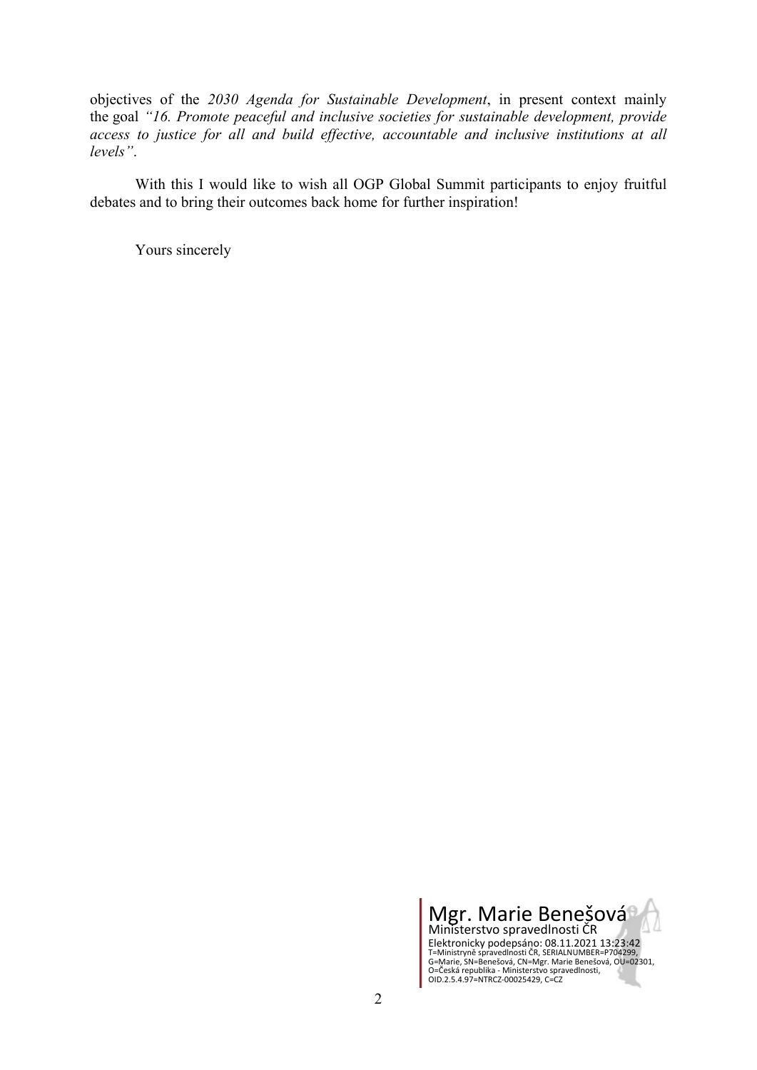objectives of the *2030 Agenda for Sustainable Development*, in present context mainly the goal *"16. Promote peaceful and inclusive societies for sustainable development, provide access to justice for all and build effective, accountable and inclusive institutions at all levels"*.

With this I would like to wish all OGP Global Summit participants to enjoy fruitful debates and to bring their outcomes back home for further inspiration!

Yours sincerely

Mgr. Marie Benešová
Ministerstvo spravedlnosti ČR
Elektronicky podepsáno: 08.11.2021 13:23:42
T=Ministryně spravedlnosti ČR, SERIALNUMBER=P704299, G=Marie, SN=Benešová, CN=Mgr. Marie Benešová, OU=02301, O=Česká republika - Ministerstvo spravedlnosti, OID.2.5.4.97=NTRCZ-00025429, C=CZ